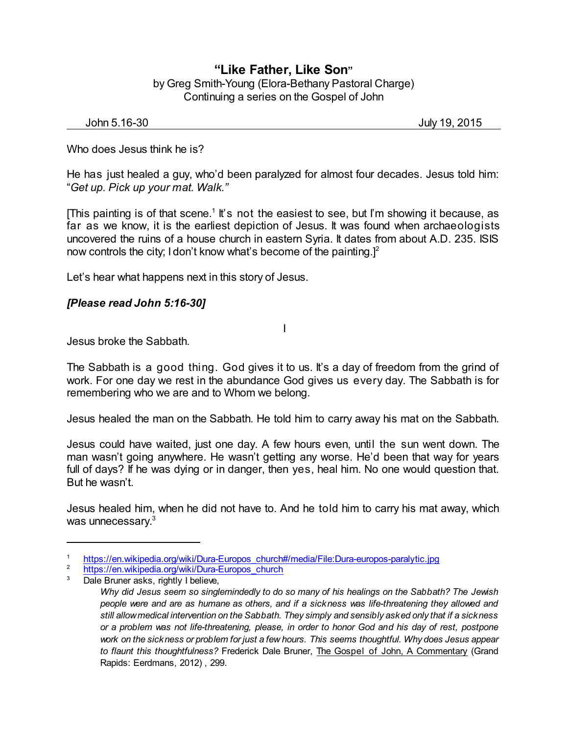# "Like Father, Like Son"

by Greg Smith-Young (Elora-Bethany Pastoral Charge)
Continuing a series on the Gospel of John

John 5.16-30 July 19, 2015

Who does Jesus think he is?

He has just healed a guy, who'd been paralyzed for almost four decades. Jesus told him: "*Get up. Pick up your mat. Walk.*"

[This painting is of that scene.[1] It's not the easiest to see, but I'm showing it because, as far as we know, it is the earliest depiction of Jesus. It was found when archaeologists uncovered the ruins of a house church in eastern Syria. It dates from about A.D. 235. ISIS now controls the city; I don't know what's become of the painting.][2]

Let's hear what happens next in this story of Jesus.

***[Please read John 5:16-30]***

I

Jesus broke the Sabbath.

The Sabbath is a good thing. God gives it to us. It's a day of freedom from the grind of work. For one day we rest in the abundance God gives us every day. The Sabbath is for remembering who we are and to Whom we belong.

Jesus healed the man on the Sabbath. He told him to carry away his mat on the Sabbath.

Jesus could have waited, just one day. A few hours even, until the sun went down. The man wasn't going anywhere. He wasn't getting any worse. He'd been that way for years full of days? If he was dying or in danger, then yes, heal him. No one would question that. But he wasn't.

Jesus healed him, when he did not have to. And he told him to carry his mat away, which was unnecessary.[3]

---

[1] https://en.wikipedia.org/wiki/Dura-Europos_church#/media/File:Dura-europos-paralytic.jpg

[2] https://en.wikipedia.org/wiki/Dura-Europos_church

[3] Dale Bruner asks, rightly I believe,

> *Why did Jesus seem so singlemindedly to do so many of his healings on the Sabbath? The Jewish people were and are as humane as others, and if a sickness was life-threatening they allowed and still allow medical intervention on the Sabbath. They simply and sensibly asked only that if a sickness or a problem was not life-threatening, please, in order to honor God and his day of rest, postpone work on the sickness or problem for just a few hours. This seems thoughtful. Why does Jesus appear to flaunt this thoughtfulness?* Frederick Dale Bruner, The Gospel of John, A Commentary (Grand Rapids: Eerdmans, 2012) , 299.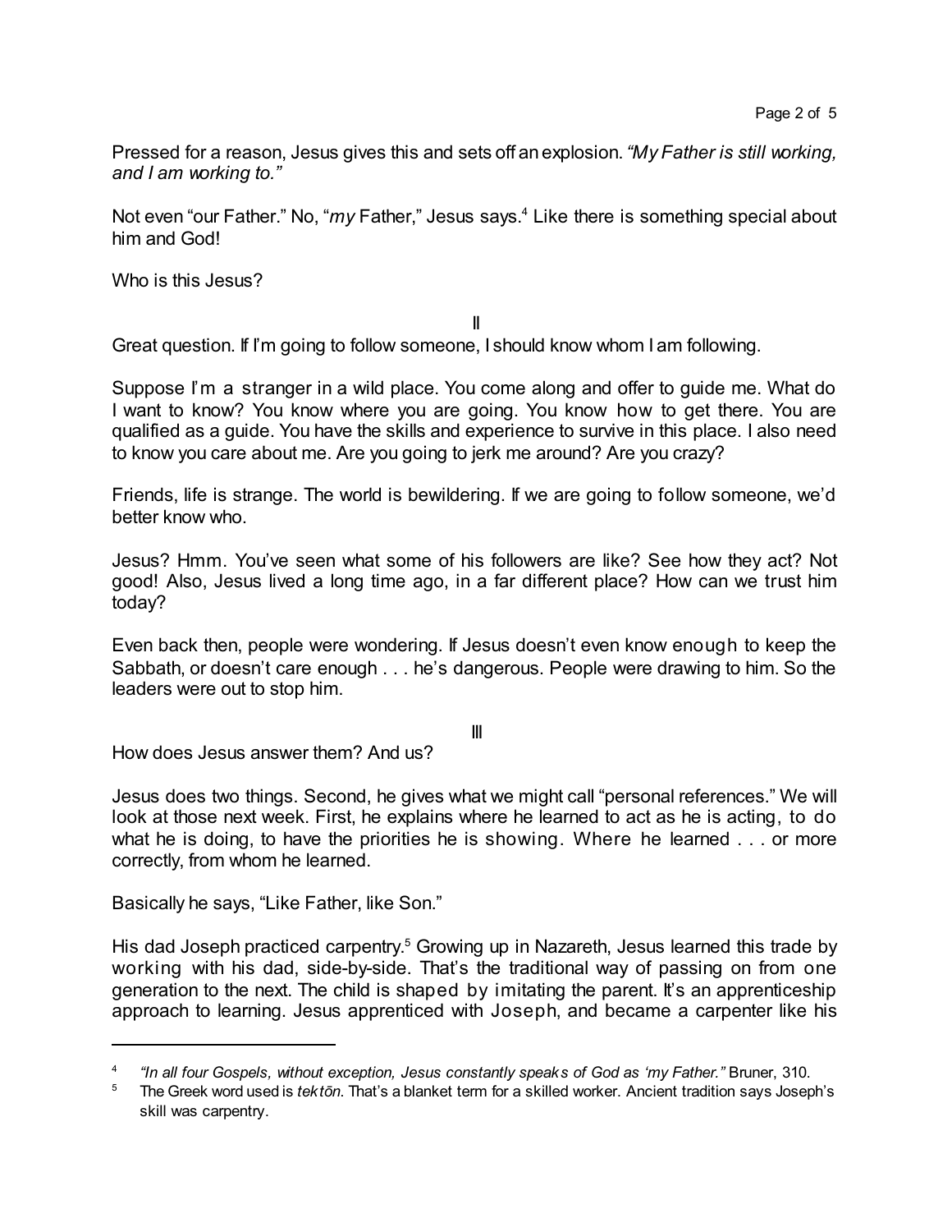Pressed for a reason, Jesus gives this and sets off an explosion. *"My Father is still working, and I am working to."*

Not even "our Father." No, "*my* Father," Jesus says.[4] Like there is something special about him and God!

Who is this Jesus?

II

Great question. If I'm going to follow someone, I should know whom I am following.

Suppose I'm a stranger in a wild place. You come along and offer to guide me. What do I want to know? You know where you are going. You know how to get there. You are qualified as a guide. You have the skills and experience to survive in this place. I also need to know you care about me. Are you going to jerk me around? Are you crazy?

Friends, life is strange. The world is bewildering. If we are going to follow someone, we'd better know who.

Jesus? Hmm. You've seen what some of his followers are like? See how they act? Not good! Also, Jesus lived a long time ago, in a far different place? How can we trust him today?

Even back then, people were wondering. If Jesus doesn't even know enough to keep the Sabbath, or doesn't care enough . . . he's dangerous. People were drawing to him. So the leaders were out to stop him.

III

How does Jesus answer them? And us?

Jesus does two things. Second, he gives what we might call "personal references." We will look at those next week. First, he explains where he learned to act as he is acting, to do what he is doing, to have the priorities he is showing. Where he learned . . . or more correctly, from whom he learned.

Basically he says, "Like Father, like Son."

His dad Joseph practiced carpentry.[5] Growing up in Nazareth, Jesus learned this trade by working with his dad, side-by-side. That's the traditional way of passing on from one generation to the next. The child is shaped by imitating the parent. It's an apprenticeship approach to learning. Jesus apprenticed with Joseph, and became a carpenter like his

---

[4] *"In all four Gospels, without exception, Jesus constantly speaks of God as 'my Father."* Bruner, 310.

[5] The Greek word used is *tektōn*. That's a blanket term for a skilled worker. Ancient tradition says Joseph's skill was carpentry.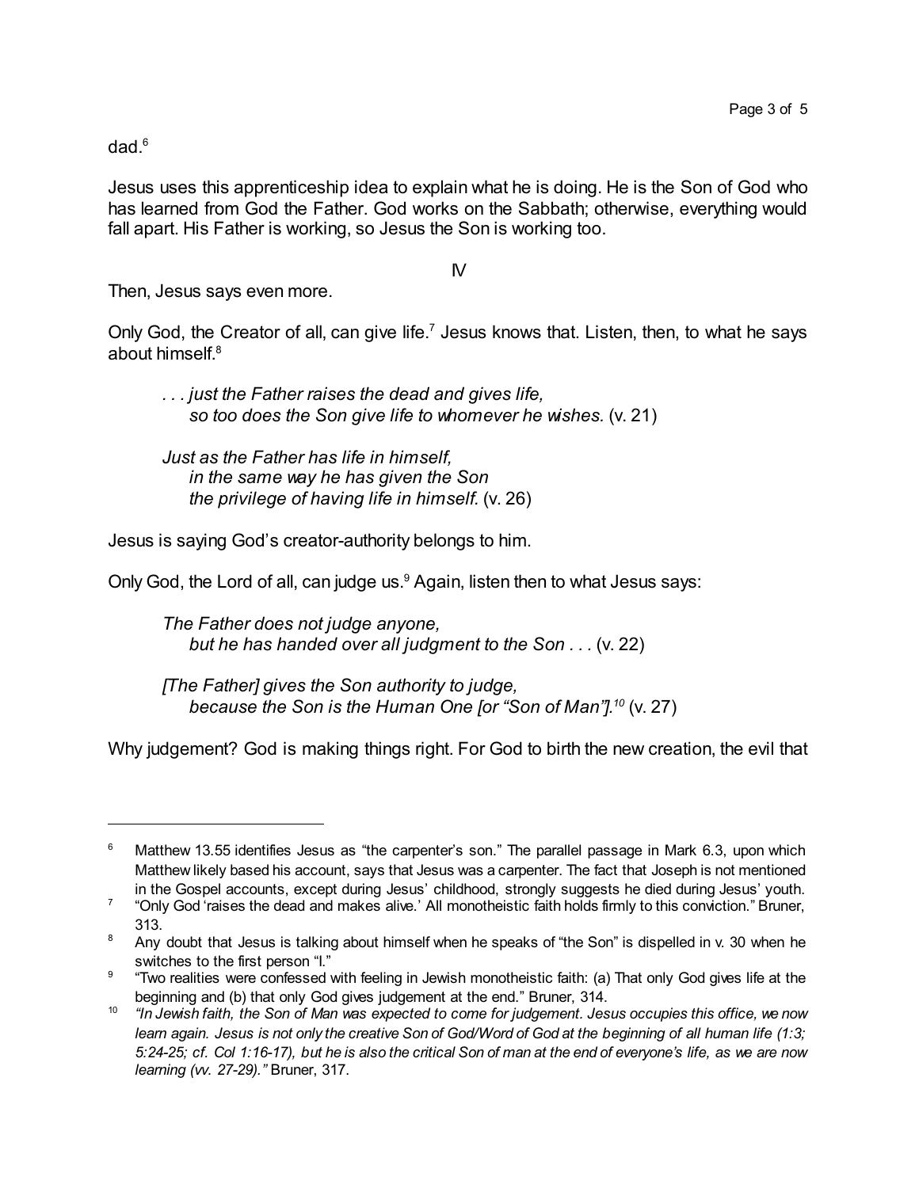dad.[6]

Jesus uses this apprenticeship idea to explain what he is doing. He is the Son of God who has learned from God the Father. God works on the Sabbath; otherwise, everything would fall apart. His Father is working, so Jesus the Son is working too.

IV

Then, Jesus says even more.

Only God, the Creator of all, can give life.[7] Jesus knows that. Listen, then, to what he says about himself.[8]

> *. . . just the Father raises the dead and gives life,*
> *so too does the Son give life to whomever he wishes.* (v. 21)
>
> *Just as the Father has life in himself,*
> *in the same way he has given the Son*
> *the privilege of having life in himself.* (v. 26)

Jesus is saying God's creator-authority belongs to him.

Only God, the Lord of all, can judge us.[9] Again, listen then to what Jesus says:

> *The Father does not judge anyone,*
> *but he has handed over all judgment to the Son . . .* (v. 22)
>
> *[The Father] gives the Son authority to judge,*
> *because the Son is the Human One [or "Son of Man"].*[10] (v. 27)

Why judgement? God is making things right. For God to birth the new creation, the evil that

---

[6] Matthew 13.55 identifies Jesus as "the carpenter's son." The parallel passage in Mark 6.3, upon which Matthew likely based his account, says that Jesus was a carpenter. The fact that Joseph is not mentioned in the Gospel accounts, except during Jesus' childhood, strongly suggests he died during Jesus' youth.

[7] "Only God 'raises the dead and makes alive.' All monotheistic faith holds firmly to this conviction." Bruner, 313.

[8] Any doubt that Jesus is talking about himself when he speaks of "the Son" is dispelled in v. 30 when he switches to the first person "I."

[9] "Two realities were confessed with feeling in Jewish monotheistic faith: (a) That only God gives life at the beginning and (b) that only God gives judgement at the end." Bruner, 314.

[10] *"In Jewish faith, the Son of Man was expected to come for judgement. Jesus occupies this office, we now learn again. Jesus is not only the creative Son of God/Word of God at the beginning of all human life (1:3; 5:24-25; cf. Col 1:16-17), but he is also the critical Son of man at the end of everyone's life, as we are now learning (vv. 27-29)."* Bruner, 317.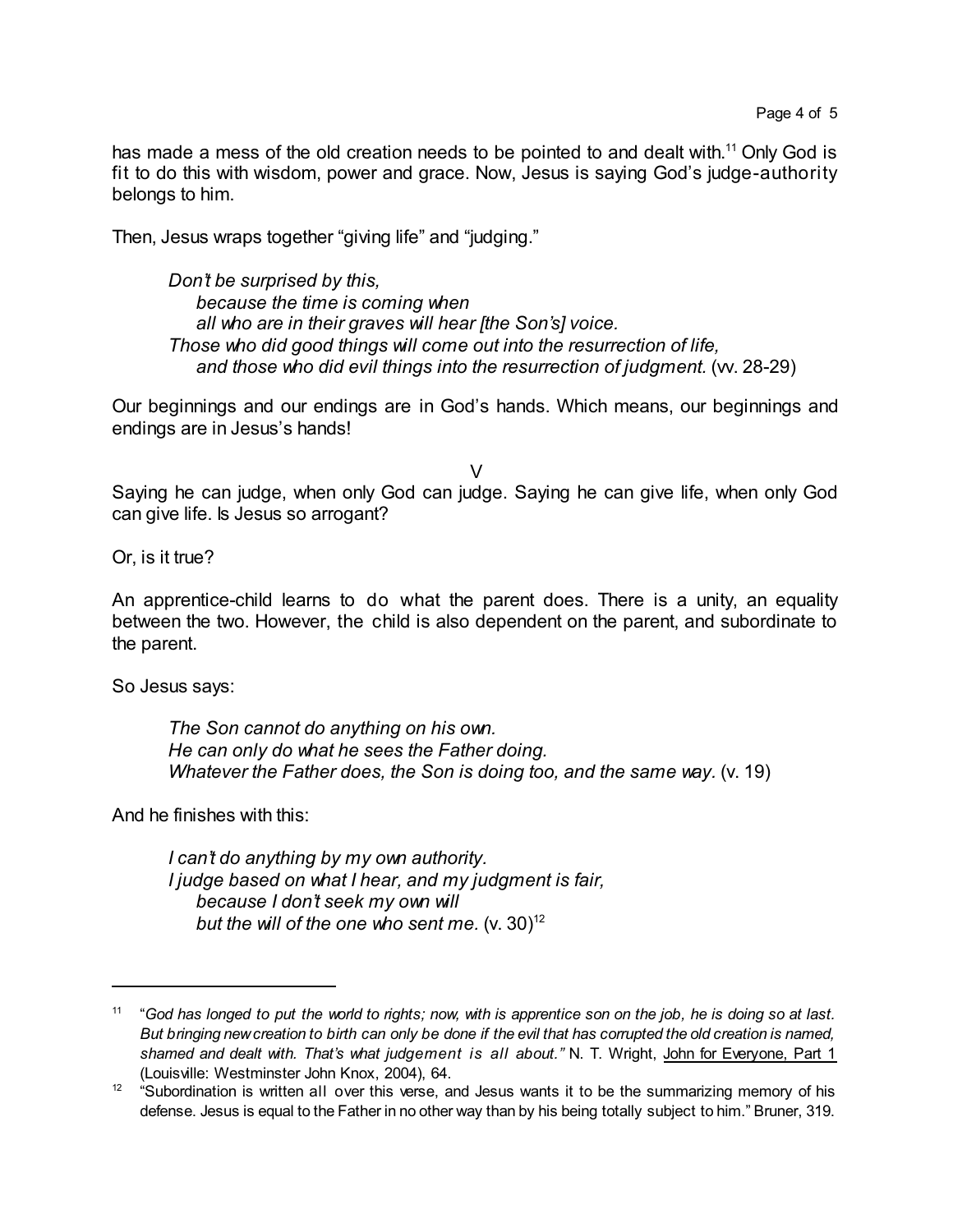has made a mess of the old creation needs to be pointed to and dealt with.[11] Only God is fit to do this with wisdom, power and grace. Now, Jesus is saying God's judge-authority belongs to him.

Then, Jesus wraps together "giving life" and "judging."

> *Don't be surprised by this,*
> *because the time is coming when*
> *all who are in their graves will hear [the Son's] voice.*
> *Those who did good things will come out into the resurrection of life,*
> *and those who did evil things into the resurrection of judgment.* (vv. 28-29)

Our beginnings and our endings are in God's hands. Which means, our beginnings and endings are in Jesus's hands!

V

Saying he can judge, when only God can judge. Saying he can give life, when only God can give life. Is Jesus so arrogant?

Or, is it true?

An apprentice-child learns to do what the parent does. There is a unity, an equality between the two. However, the child is also dependent on the parent, and subordinate to the parent.

So Jesus says:

> *The Son cannot do anything on his own.*
> *He can only do what he sees the Father doing.*
> *Whatever the Father does, the Son is doing too, and the same way.* (v. 19)

And he finishes with this:

> *I can't do anything by my own authority.*
> *I judge based on what I hear, and my judgment is fair,*
> *because I don't seek my own will*
> *but the will of the one who sent me.* (v. 30)[12]

---

[11] "*God has longed to put the world to rights; now, with is apprentice son on the job, he is doing so at last. But bringing new creation to birth can only be done if the evil that has corrupted the old creation is named, shamed and dealt with. That's what judgement is all about."* N. T. Wright, John for Everyone, Part 1 (Louisville: Westminster John Knox, 2004), 64.

[12] "Subordination is written all over this verse, and Jesus wants it to be the summarizing memory of his defense. Jesus is equal to the Father in no other way than by his being totally subject to him." Bruner, 319.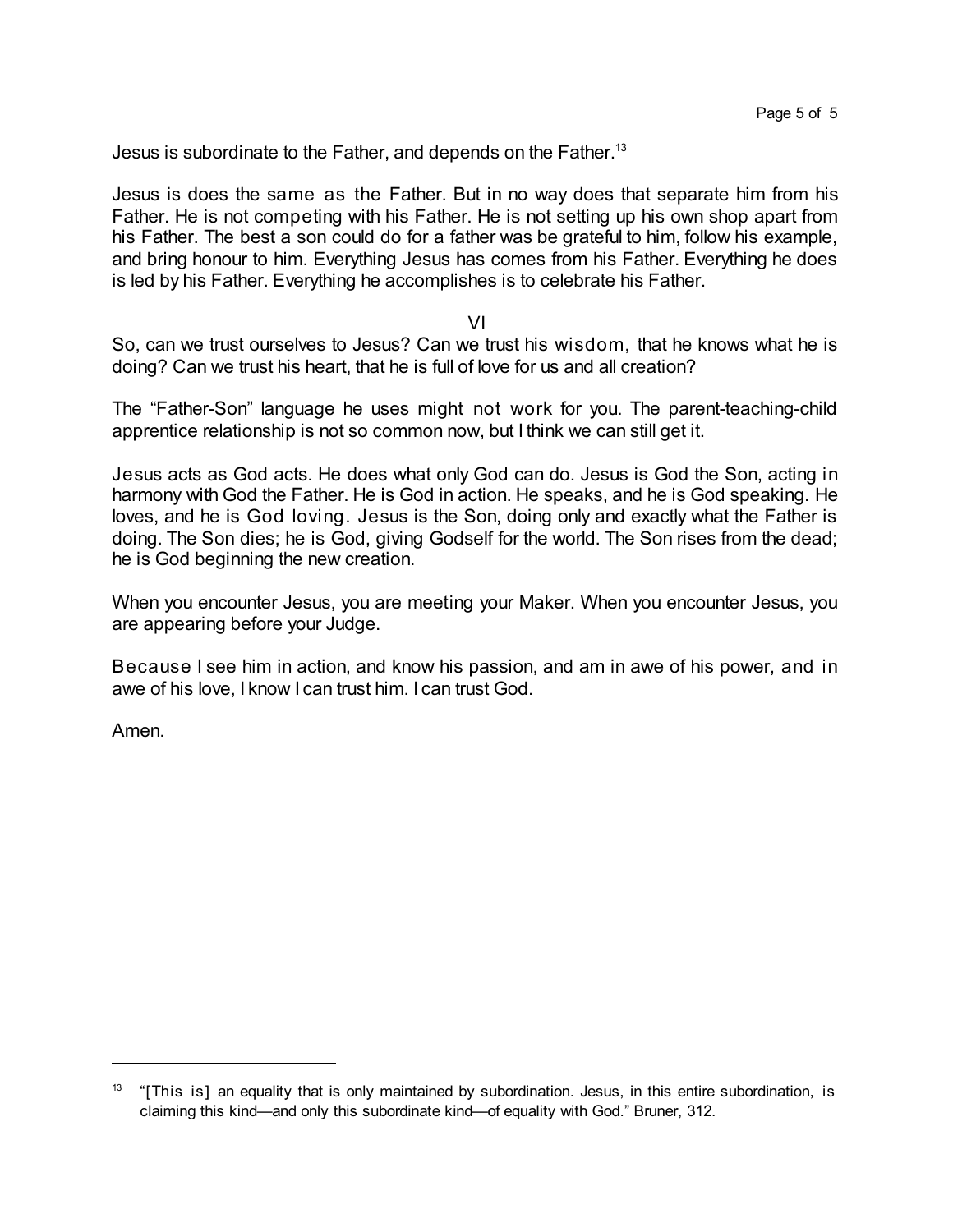Jesus is subordinate to the Father, and depends on the Father.[13]

Jesus is does the same as the Father. But in no way does that separate him from his Father. He is not competing with his Father. He is not setting up his own shop apart from his Father. The best a son could do for a father was be grateful to him, follow his example, and bring honour to him. Everything Jesus has comes from his Father. Everything he does is led by his Father. Everything he accomplishes is to celebrate his Father.

## VI

So, can we trust ourselves to Jesus? Can we trust his wisdom, that he knows what he is doing? Can we trust his heart, that he is full of love for us and all creation?

The "Father-Son" language he uses might not work for you. The parent-teaching-child apprentice relationship is not so common now, but I think we can still get it.

Jesus acts as God acts. He does what only God can do. Jesus is God the Son, acting in harmony with God the Father. He is God in action. He speaks, and he is God speaking. He loves, and he is God loving. Jesus is the Son, doing only and exactly what the Father is doing. The Son dies; he is God, giving Godself for the world. The Son rises from the dead; he is God beginning the new creation.

When you encounter Jesus, you are meeting your Maker. When you encounter Jesus, you are appearing before your Judge.

Because I see him in action, and know his passion, and am in awe of his power, and in awe of his love, I know I can trust him. I can trust God.

Amen.

---

[13] "[This is] an equality that is only maintained by subordination. Jesus, in this entire subordination, is claiming this kind—and only this subordinate kind—of equality with God." Bruner, 312.